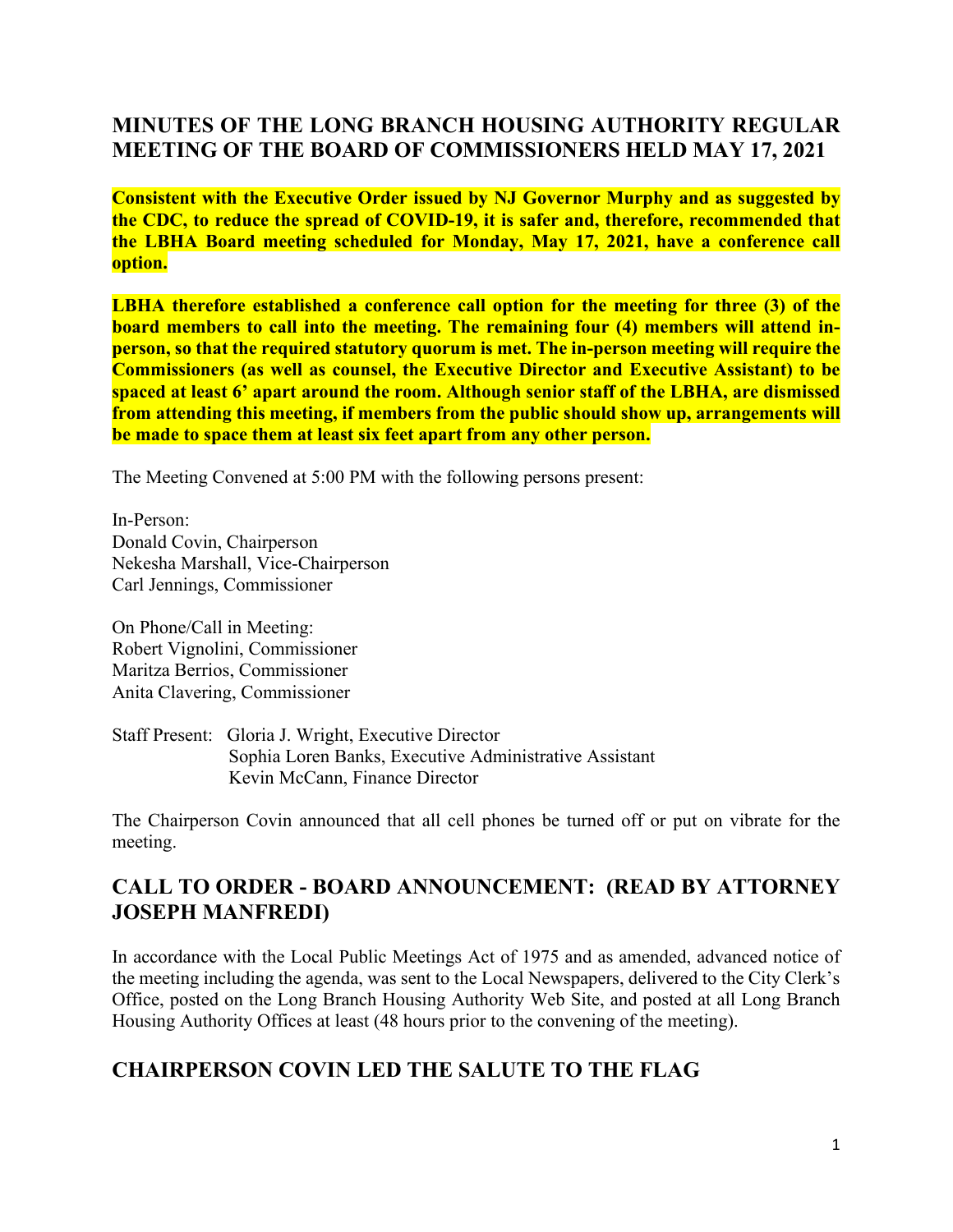## MINUTES OF THE LONG BRANCH HOUSING AUTHORITY REGULAR MEETING OF THE BOARD OF COMMISSIONERS HELD MAY 17, 2021

**Consistent with the Executive Order issued by NJ Governor Murphy and as suggested by the CDC, to reduce the spread of COVID-19, it is safer and, therefore, recommended that the LBHA Board meeting scheduled for Monday, May 17, 2021, have a conference call option.**

**LBHA therefore established a conference call option for the meeting for three (3) of the board members to call into the meeting. The remaining four (4) members will attend in-person, so that the required statutory quorum is met. The in-person meeting will require the Commissioners (as well as counsel, the Executive Director and Executive Assistant) to be spaced at least 6' apart around the room. Although senior staff of the LBHA, are dismissed from attending this meeting, if members from the public should show up, arrangements will be made to space them at least six feet apart from any other person.**

The Meeting Convened at 5:00 PM with the following persons present:

In-Person:
Donald Covin, Chairperson
Nekesha Marshall, Vice-Chairperson
Carl Jennings, Commissioner

On Phone/Call in Meeting:
Robert Vignolini, Commissioner
Maritza Berrios, Commissioner
Anita Clavering, Commissioner

Staff Present: Gloria J. Wright, Executive Director
Sophia Loren Banks, Executive Administrative Assistant
Kevin McCann, Finance Director

The Chairperson Covin announced that all cell phones be turned off or put on vibrate for the meeting.

## CALL TO ORDER - BOARD ANNOUNCEMENT: (READ BY ATTORNEY JOSEPH MANFREDI)

In accordance with the Local Public Meetings Act of 1975 and as amended, advanced notice of the meeting including the agenda, was sent to the Local Newspapers, delivered to the City Clerk's Office, posted on the Long Branch Housing Authority Web Site, and posted at all Long Branch Housing Authority Offices at least (48 hours prior to the convening of the meeting).

## CHAIRPERSON COVIN LED THE SALUTE TO THE FLAG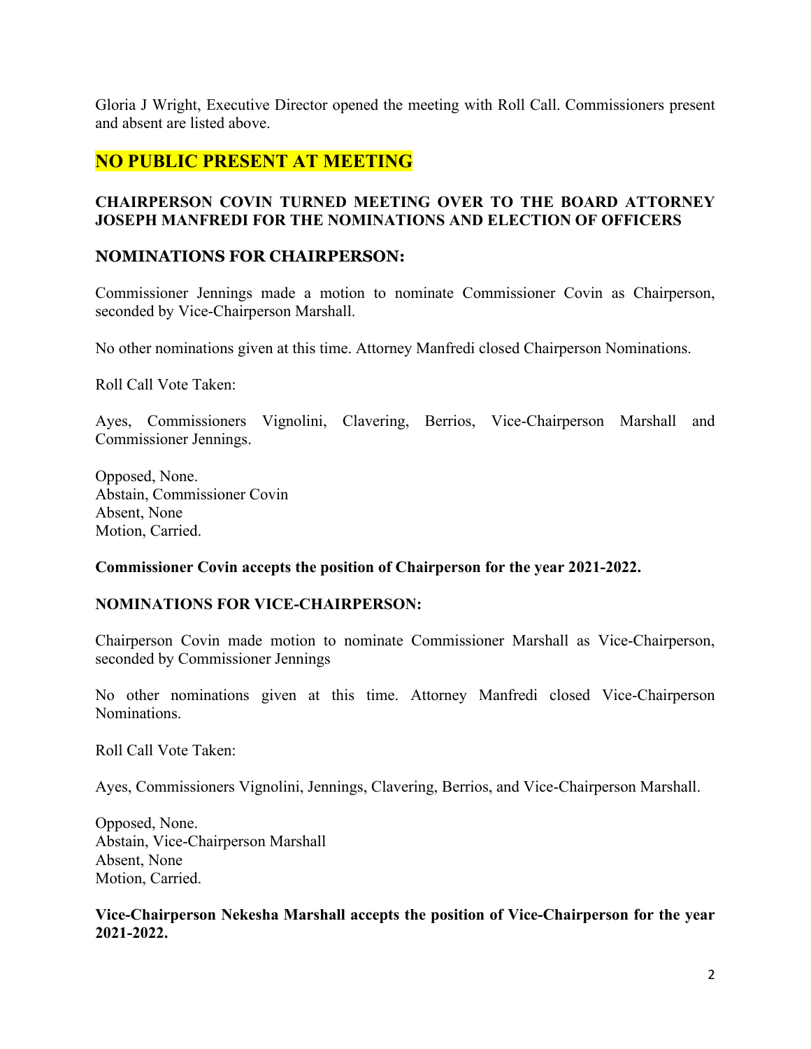Gloria J Wright, Executive Director opened the meeting with Roll Call. Commissioners present and absent are listed above.

## NO PUBLIC PRESENT AT MEETING

**CHAIRPERSON COVIN TURNED MEETING OVER TO THE BOARD ATTORNEY JOSEPH MANFREDI FOR THE NOMINATIONS AND ELECTION OF OFFICERS**

### NOMINATIONS FOR CHAIRPERSON:

Commissioner Jennings made a motion to nominate Commissioner Covin as Chairperson, seconded by Vice-Chairperson Marshall.

No other nominations given at this time. Attorney Manfredi closed Chairperson Nominations.

Roll Call Vote Taken:

Ayes, Commissioners Vignolini, Clavering, Berrios, Vice-Chairperson Marshall and Commissioner Jennings.

Opposed, None.
Abstain, Commissioner Covin
Absent, None
Motion, Carried.

**Commissioner Covin accepts the position of Chairperson for the year 2021-2022.**

**NOMINATIONS FOR VICE-CHAIRPERSON:**

Chairperson Covin made motion to nominate Commissioner Marshall as Vice-Chairperson, seconded by Commissioner Jennings

No other nominations given at this time. Attorney Manfredi closed Vice-Chairperson Nominations.

Roll Call Vote Taken:

Ayes, Commissioners Vignolini, Jennings, Clavering, Berrios, and Vice-Chairperson Marshall.

Opposed, None.
Abstain, Vice-Chairperson Marshall
Absent, None
Motion, Carried.

**Vice-Chairperson Nekesha Marshall accepts the position of Vice-Chairperson for the year 2021-2022.**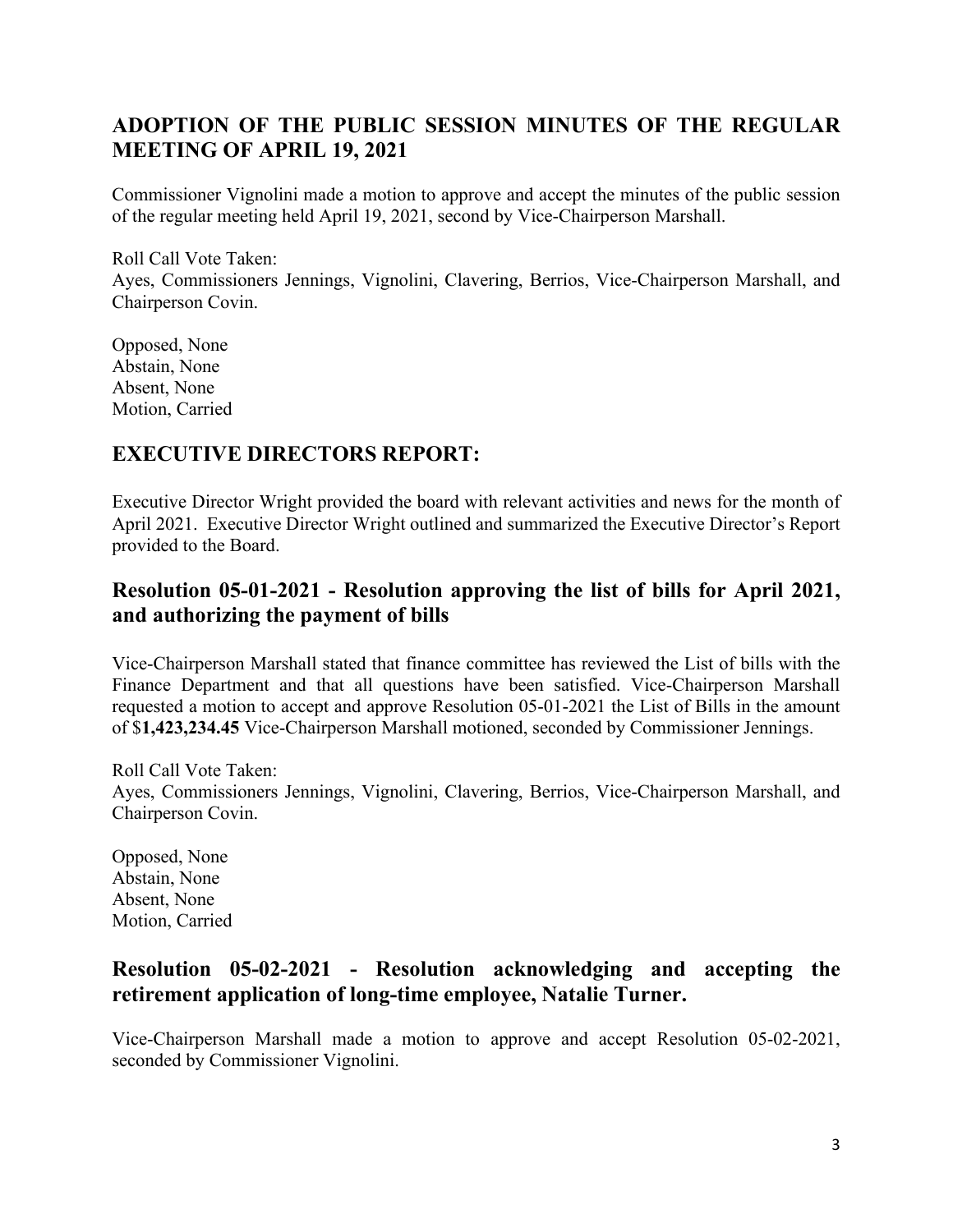## ADOPTION OF THE PUBLIC SESSION MINUTES OF THE REGULAR MEETING OF APRIL 19, 2021

Commissioner Vignolini made a motion to approve and accept the minutes of the public session of the regular meeting held April 19, 2021, second by Vice-Chairperson Marshall.

Roll Call Vote Taken:
Ayes, Commissioners Jennings, Vignolini, Clavering, Berrios, Vice-Chairperson Marshall, and Chairperson Covin.

Opposed, None
Abstain, None
Absent, None
Motion, Carried

## EXECUTIVE DIRECTORS REPORT:

Executive Director Wright provided the board with relevant activities and news for the month of April 2021. Executive Director Wright outlined and summarized the Executive Director's Report provided to the Board.

## Resolution 05-01-2021 - Resolution approving the list of bills for April 2021, and authorizing the payment of bills

Vice-Chairperson Marshall stated that finance committee has reviewed the List of bills with the Finance Department and that all questions have been satisfied. Vice-Chairperson Marshall requested a motion to accept and approve Resolution 05-01-2021 the List of Bills in the amount of $**1,423,234.45** Vice-Chairperson Marshall motioned, seconded by Commissioner Jennings.

Roll Call Vote Taken:
Ayes, Commissioners Jennings, Vignolini, Clavering, Berrios, Vice-Chairperson Marshall, and Chairperson Covin.

Opposed, None
Abstain, None
Absent, None
Motion, Carried

## Resolution 05-02-2021 - Resolution acknowledging and accepting the retirement application of long-time employee, Natalie Turner.

Vice-Chairperson Marshall made a motion to approve and accept Resolution 05-02-2021, seconded by Commissioner Vignolini.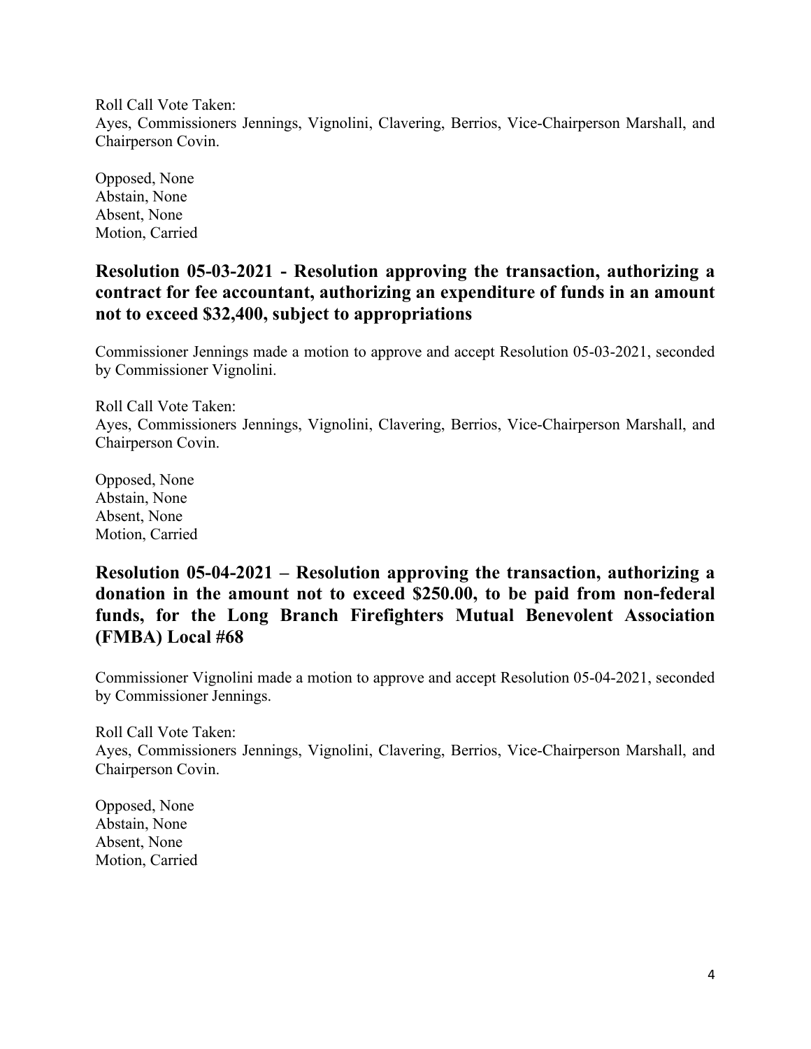Roll Call Vote Taken:
Ayes, Commissioners Jennings, Vignolini, Clavering, Berrios, Vice-Chairperson Marshall, and Chairperson Covin.

Opposed, None
Abstain, None
Absent, None
Motion, Carried

## Resolution 05-03-2021 - Resolution approving the transaction, authorizing a contract for fee accountant, authorizing an expenditure of funds in an amount not to exceed $32,400, subject to appropriations

Commissioner Jennings made a motion to approve and accept Resolution 05-03-2021, seconded by Commissioner Vignolini.

Roll Call Vote Taken:
Ayes, Commissioners Jennings, Vignolini, Clavering, Berrios, Vice-Chairperson Marshall, and Chairperson Covin.

Opposed, None
Abstain, None
Absent, None
Motion, Carried

## Resolution 05-04-2021 – Resolution approving the transaction, authorizing a donation in the amount not to exceed $250.00, to be paid from non-federal funds, for the Long Branch Firefighters Mutual Benevolent Association (FMBA) Local #68

Commissioner Vignolini made a motion to approve and accept Resolution 05-04-2021, seconded by Commissioner Jennings.

Roll Call Vote Taken:
Ayes, Commissioners Jennings, Vignolini, Clavering, Berrios, Vice-Chairperson Marshall, and Chairperson Covin.

Opposed, None
Abstain, None
Absent, None
Motion, Carried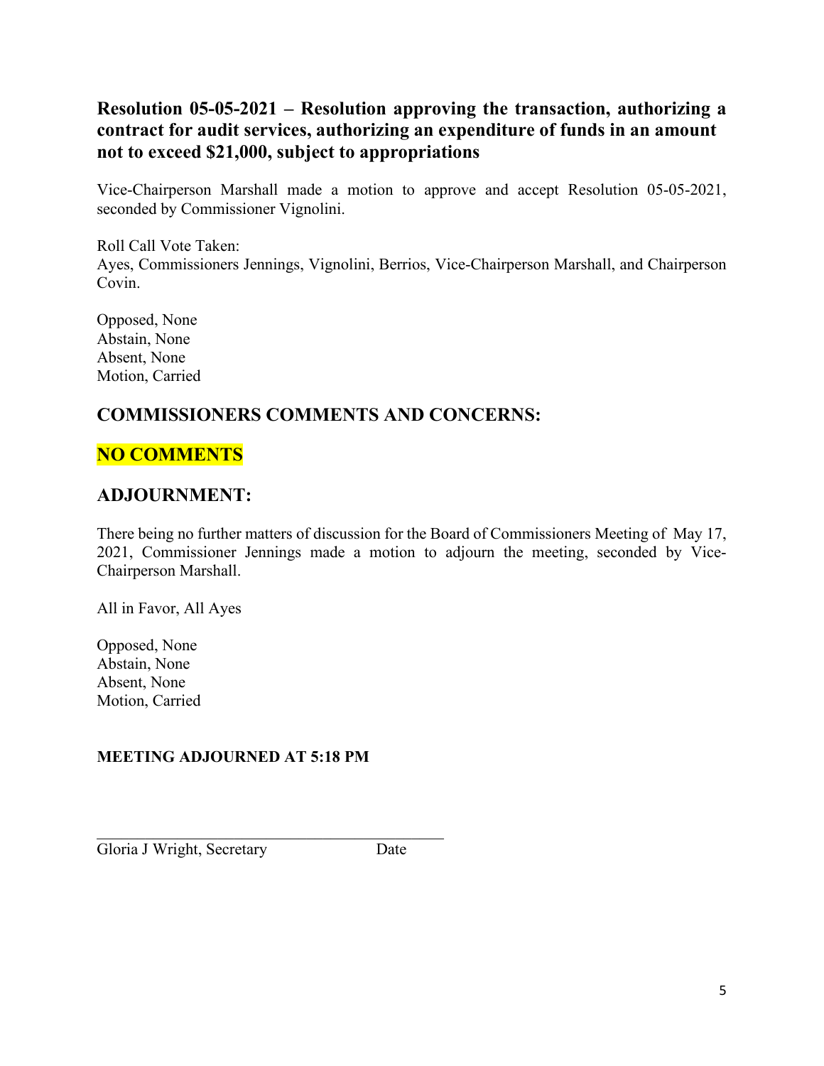## Resolution 05-05-2021 – Resolution approving the transaction, authorizing a contract for audit services, authorizing an expenditure of funds in an amount not to exceed $21,000, subject to appropriations

Vice-Chairperson Marshall made a motion to approve and accept Resolution 05-05-2021, seconded by Commissioner Vignolini.

Roll Call Vote Taken:
Ayes, Commissioners Jennings, Vignolini, Berrios, Vice-Chairperson Marshall, and Chairperson Covin.

Opposed, None
Abstain, None
Absent, None
Motion, Carried

## COMMISSIONERS COMMENTS AND CONCERNS:

## NO COMMENTS

## ADJOURNMENT:

There being no further matters of discussion for the Board of Commissioners Meeting of May 17, 2021, Commissioner Jennings made a motion to adjourn the meeting, seconded by Vice-Chairperson Marshall.

All in Favor, All Ayes

Opposed, None
Abstain, None
Absent, None
Motion, Carried

**MEETING ADJOURNED AT 5:18 PM**

______________________________________
Gloria J Wright, Secretary  Date